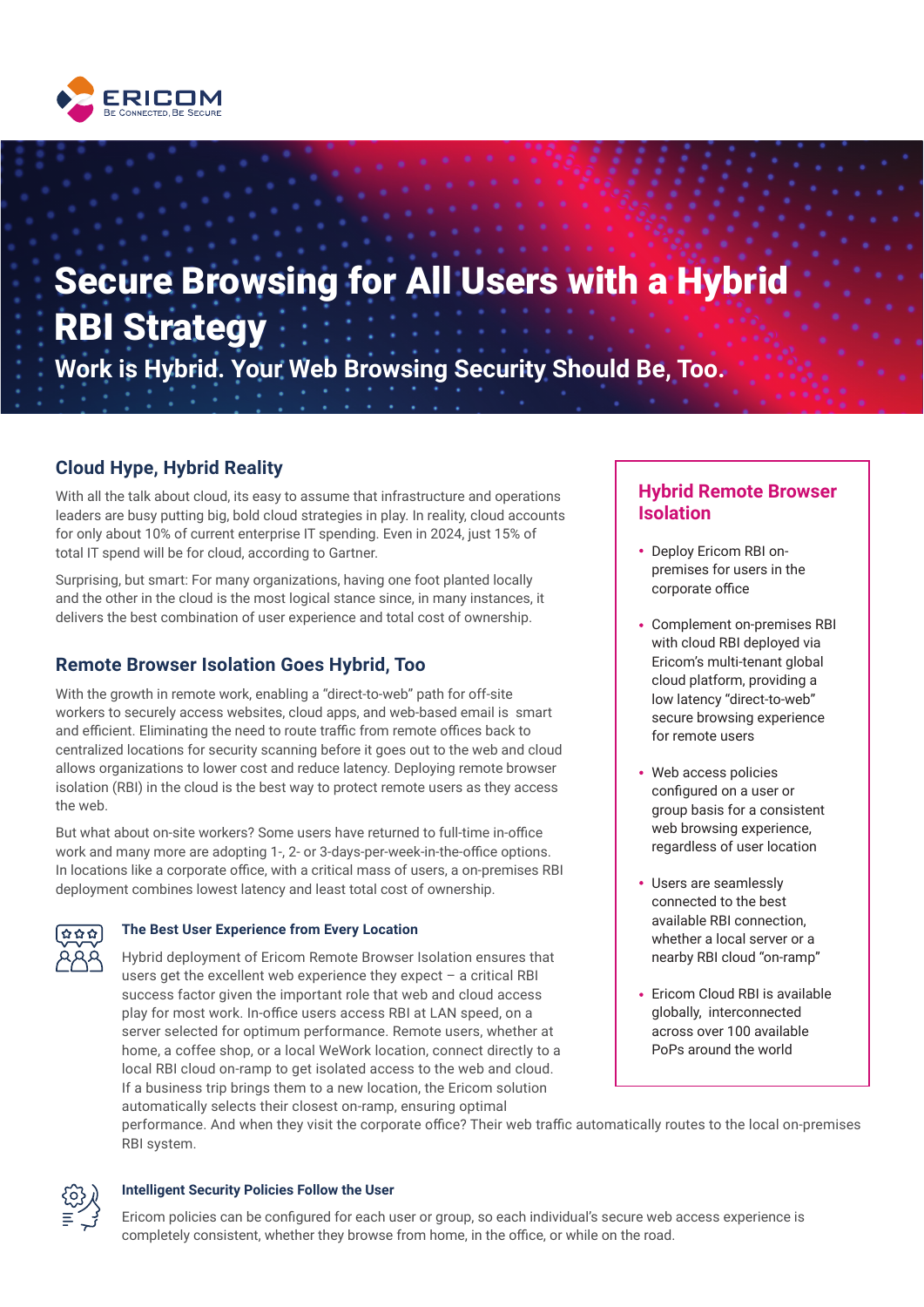# Secure Browsing for All Users with a Hybrid RBI Strategy

## Work is Hybrid. Your Web Browsing Security Should Be, Too.

## Cloud Hype, Hybrid Reality

With all the talk about cloud, its easy to assume that infrastructure and operations leaders are busy putting big, bold cloud strategies in play. In reality, cloud accounts for only about 10% of current enterprise IT spending. Even in 2024, just 15% of total IT spend will be for cloud, according to Gartner.

Surprising, but smart: For many organizations, having one foot planted locally and the other in the cloud is the most logical stance since, in many instances, it delivers the best combination of user experience and total cost of ownership.

## Remote Browser Isolation Goes Hybrid, Too

With the growth in remote work, enabling a "direct-to-web" path for off-site workers to securely access websites, cloud apps, and web-based email is smart and efficient. Eliminating the need to route traffic from remote offices back to centralized locations for security scanning before it goes out to the web and cloud allows organizations to lower cost and reduce latency. Deploying remote browser isolation (RBI) in the cloud is the best way to protect remote users as they access the web.

But what about on-site workers? Some users have returned to full-time in-office work and many more are adopting 1-, 2- or 3-days-per-week-in-the-office options. In locations like a corporate office, with a critical mass of users, a on-premises RBI deployment combines lowest latency and least total cost of ownership.

### The Best User Experience from Every Location

Hybrid deployment of Ericom Remote Browser Isolation ensures that users get the excellent web experience they expect – a critical RBI success factor given the important role that web and cloud access play for most work. In-office users access RBI at LAN speed, on a server selected for optimum performance. Remote users, whether at home, a coffee shop, or a local WeWork location, connect directly to a local RBI cloud on-ramp to get isolated access to the web and cloud. If a business trip brings them to a new location, the Ericom solution automatically selects their closest on-ramp, ensuring optimal performance. And when they visit the corporate office? Their web traffic automatically routes to the local on-premises RBI system.

### Intelligent Security Policies Follow the User

Ericom policies can be configured for each user or group, so each individual's secure web access experience is completely consistent, whether they browse from home, in the office, or while on the road.

## Hybrid Remote Browser Isolation

- Deploy Ericom RBI on-premises for users in the corporate office
- Complement on-premises RBI with cloud RBI deployed via Ericom's multi-tenant global cloud platform, providing a low latency "direct-to-web" secure browsing experience for remote users
- Web access policies configured on a user or group basis for a consistent web browsing experience, regardless of user location
- Users are seamlessly connected to the best available RBI connection, whether a local server or a nearby RBI cloud "on-ramp"
- Ericom Cloud RBI is available globally, interconnected across over 100 available PoPs around the world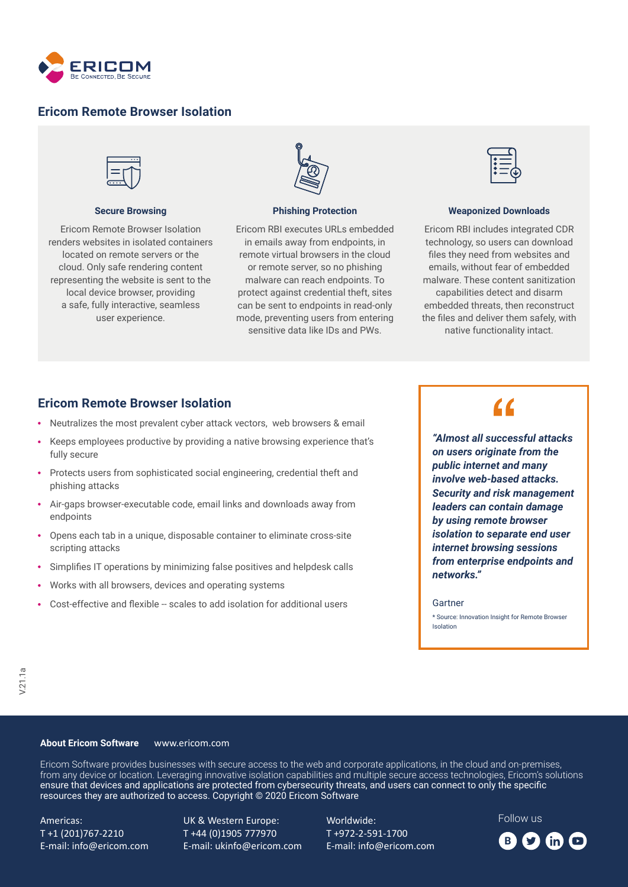ERICOM
Be Connected, Be Secure

## Ericom Remote Browser Isolation

### Secure Browsing

Ericom Remote Browser Isolation renders websites in isolated containers located on remote servers or the cloud. Only safe rendering content representing the website is sent to the local device browser, providing a safe, fully interactive, seamless user experience.

### Phishing Protection

Ericom RBI executes URLs embedded in emails away from endpoints, in remote virtual browsers in the cloud or remote server, so no phishing malware can reach endpoints. To protect against credential theft, sites can be sent to endpoints in read-only mode, preventing users from entering sensitive data like IDs and PWs.

### Weaponized Downloads

Ericom RBI includes integrated CDR technology, so users can download files they need from websites and emails, without fear of embedded malware. These content sanitization capabilities detect and disarm embedded threats, then reconstruct the files and deliver them safely, with native functionality intact.

## Ericom Remote Browser Isolation

- Neutralizes the most prevalent cyber attack vectors, web browsers & email
- Keeps employees productive by providing a native browsing experience that's fully secure
- Protects users from sophisticated social engineering, credential theft and phishing attacks
- Air-gaps browser-executable code, email links and downloads away from endpoints
- Opens each tab in a unique, disposable container to eliminate cross-site scripting attacks
- Simplifies IT operations by minimizing false positives and helpdesk calls
- Works with all browsers, devices and operating systems
- Cost-effective and flexible -- scales to add isolation for additional users

> ***"Almost all successful attacks on users originate from the public internet and many involve web-based attacks. Security and risk management leaders can contain damage by using remote browser isolation to separate end user internet browsing sessions from enterprise endpoints and networks."***
>
> Gartner
>
> * Source: Innovation Insight for Remote Browser Isolation

V.21.1a

**About Ericom Software** www.ericom.com

Ericom Software provides businesses with secure access to the web and corporate applications, in the cloud and on-premises, from any device or location. Leveraging innovative isolation capabilities and multiple secure access technologies, Ericom's solutions ensure that devices and applications are protected from cybersecurity threats, and users can connect to only the specific resources they are authorized to access. Copyright © 2020 Ericom Software

Americas:
T +1 (201)767-2210
E-mail: info@ericom.com

UK & Western Europe:
T +44 (0)1905 777970
E-mail: ukinfo@ericom.com

Worldwide:
T +972-2-591-1700
E-mail: info@ericom.com

Follow us